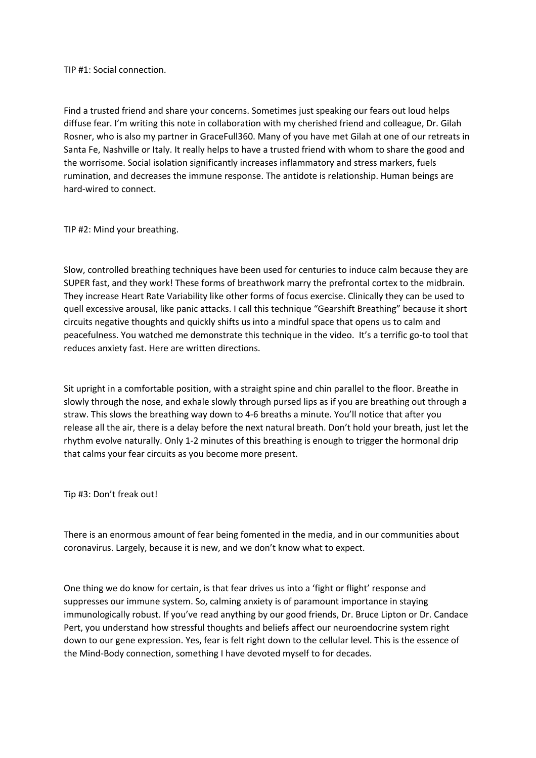TIP #1: Social connection.

Find a trusted friend and share your concerns. Sometimes just speaking our fears out loud helps diffuse fear. I'm writing this note in collaboration with my cherished friend and colleague, Dr. Gilah Rosner, who is also my partner in GraceFull360. Many of you have met Gilah at one of our retreats in Santa Fe, Nashville or Italy. It really helps to have a trusted friend with whom to share the good and the worrisome. Social isolation significantly increases inflammatory and stress markers, fuels rumination, and decreases the immune response. The antidote is relationship. Human beings are hard-wired to connect.

TIP #2: Mind your breathing.

Slow, controlled breathing techniques have been used for centuries to induce calm because they are SUPER fast, and they work! These forms of breathwork marry the prefrontal cortex to the midbrain. They increase Heart Rate Variability like other forms of focus exercise. Clinically they can be used to quell excessive arousal, like panic attacks. I call this technique "Gearshift Breathing" because it short circuits negative thoughts and quickly shifts us into a mindful space that opens us to calm and peacefulness. You watched me demonstrate this technique in the video. It's a terrific go-to tool that reduces anxiety fast. Here are written directions.

Sit upright in a comfortable position, with a straight spine and chin parallel to the floor. Breathe in slowly through the nose, and exhale slowly through pursed lips as if you are breathing out through a straw. This slows the breathing way down to 4-6 breaths a minute. You'll notice that after you release all the air, there is a delay before the next natural breath. Don't hold your breath, just let the rhythm evolve naturally. Only 1-2 minutes of this breathing is enough to trigger the hormonal drip that calms your fear circuits as you become more present.

Tip #3: Don't freak out!

There is an enormous amount of fear being fomented in the media, and in our communities about coronavirus. Largely, because it is new, and we don't know what to expect.

One thing we do know for certain, is that fear drives us into a 'fight or flight' response and suppresses our immune system. So, calming anxiety is of paramount importance in staying immunologically robust. If you've read anything by our good friends, Dr. Bruce Lipton or Dr. Candace Pert, you understand how stressful thoughts and beliefs affect our neuroendocrine system right down to our gene expression. Yes, fear is felt right down to the cellular level. This is the essence of the Mind-Body connection, something I have devoted myself to for decades.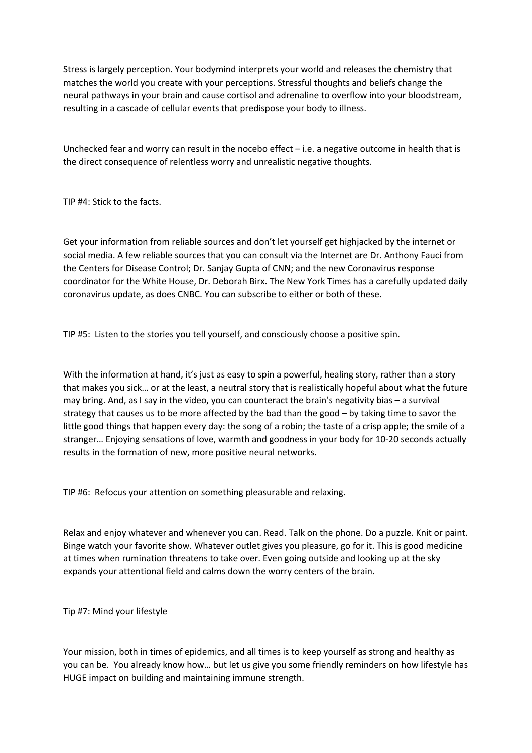Stress is largely perception. Your bodymind interprets your world and releases the chemistry that matches the world you create with your perceptions. Stressful thoughts and beliefs change the neural pathways in your brain and cause cortisol and adrenaline to overflow into your bloodstream, resulting in a cascade of cellular events that predispose your body to illness.

Unchecked fear and worry can result in the nocebo effect – i.e. a negative outcome in health that is the direct consequence of relentless worry and unrealistic negative thoughts.

TIP #4: Stick to the facts.

Get your information from reliable sources and don't let yourself get highjacked by the internet or social media. A few reliable sources that you can consult via the Internet are Dr. Anthony Fauci from the Centers for Disease Control; Dr. Sanjay Gupta of CNN; and the new Coronavirus response coordinator for the White House, Dr. Deborah Birx. The New York Times has a carefully updated daily coronavirus update, as does CNBC. You can subscribe to either or both of these.

TIP #5: Listen to the stories you tell yourself, and consciously choose a positive spin.

With the information at hand, it's just as easy to spin a powerful, healing story, rather than a story that makes you sick… or at the least, a neutral story that is realistically hopeful about what the future may bring. And, as I say in the video, you can counteract the brain's negativity bias – a survival strategy that causes us to be more affected by the bad than the good – by taking time to savor the little good things that happen every day: the song of a robin; the taste of a crisp apple; the smile of a stranger… Enjoying sensations of love, warmth and goodness in your body for 10-20 seconds actually results in the formation of new, more positive neural networks.

TIP #6: Refocus your attention on something pleasurable and relaxing.

Relax and enjoy whatever and whenever you can. Read. Talk on the phone. Do a puzzle. Knit or paint. Binge watch your favorite show. Whatever outlet gives you pleasure, go for it. This is good medicine at times when rumination threatens to take over. Even going outside and looking up at the sky expands your attentional field and calms down the worry centers of the brain.

Tip #7: Mind your lifestyle

Your mission, both in times of epidemics, and all times is to keep yourself as strong and healthy as you can be. You already know how… but let us give you some friendly reminders on how lifestyle has HUGE impact on building and maintaining immune strength.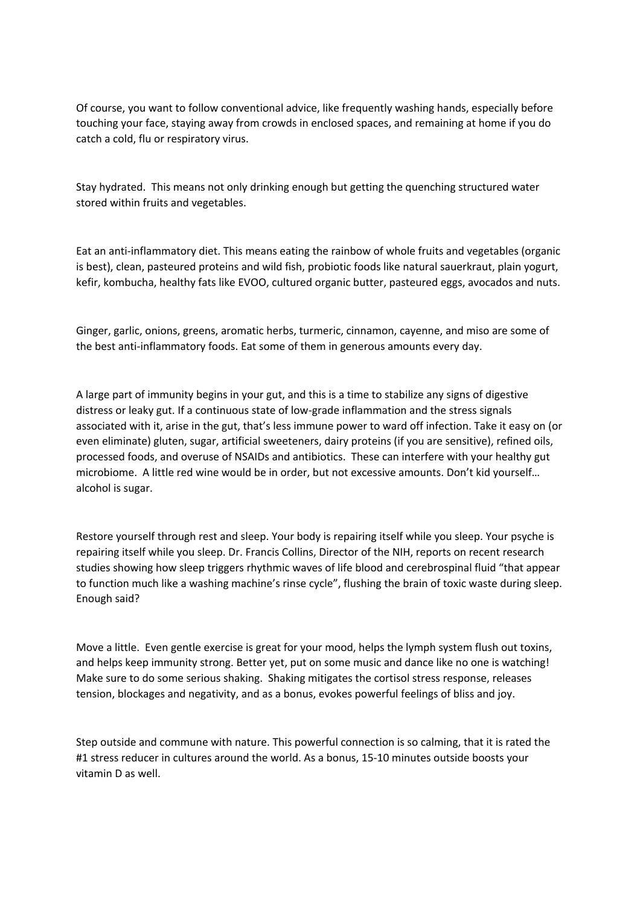Of course, you want to follow conventional advice, like frequently washing hands, especially before touching your face, staying away from crowds in enclosed spaces, and remaining at home if you do catch a cold, flu or respiratory virus.

Stay hydrated. This means not only drinking enough but getting the quenching structured water stored within fruits and vegetables.

Eat an anti-inflammatory diet. This means eating the rainbow of whole fruits and vegetables (organic is best), clean, pasteured proteins and wild fish, probiotic foods like natural sauerkraut, plain yogurt, kefir, kombucha, healthy fats like EVOO, cultured organic butter, pasteured eggs, avocados and nuts.

Ginger, garlic, onions, greens, aromatic herbs, turmeric, cinnamon, cayenne, and miso are some of the best anti-inflammatory foods. Eat some of them in generous amounts every day.

A large part of immunity begins in your gut, and this is a time to stabilize any signs of digestive distress or leaky gut. If a continuous state of low-grade inflammation and the stress signals associated with it, arise in the gut, that's less immune power to ward off infection. Take it easy on (or even eliminate) gluten, sugar, artificial sweeteners, dairy proteins (if you are sensitive), refined oils, processed foods, and overuse of NSAIDs and antibiotics. These can interfere with your healthy gut microbiome. A little red wine would be in order, but not excessive amounts. Don't kid yourself… alcohol is sugar.

Restore yourself through rest and sleep. Your body is repairing itself while you sleep. Your psyche is repairing itself while you sleep. Dr. Francis Collins, Director of the NIH, reports on recent research studies showing how sleep triggers rhythmic waves of life blood and cerebrospinal fluid "that appear to function much like a washing machine's rinse cycle", flushing the brain of toxic waste during sleep. Enough said?

Move a little. Even gentle exercise is great for your mood, helps the lymph system flush out toxins, and helps keep immunity strong. Better yet, put on some music and dance like no one is watching! Make sure to do some serious shaking. Shaking mitigates the cortisol stress response, releases tension, blockages and negativity, and as a bonus, evokes powerful feelings of bliss and joy.

Step outside and commune with nature. This powerful connection is so calming, that it is rated the #1 stress reducer in cultures around the world. As a bonus, 15-10 minutes outside boosts your vitamin D as well.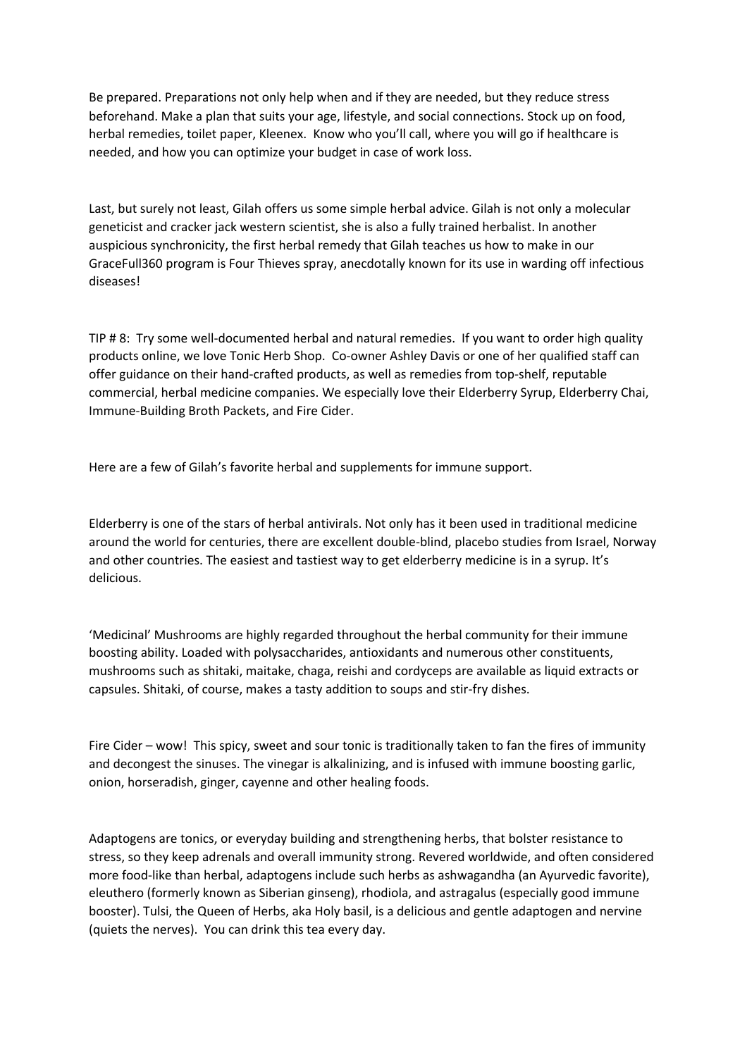Be prepared. Preparations not only help when and if they are needed, but they reduce stress beforehand. Make a plan that suits your age, lifestyle, and social connections. Stock up on food, herbal remedies, toilet paper, Kleenex. Know who you'll call, where you will go if healthcare is needed, and how you can optimize your budget in case of work loss.

Last, but surely not least, Gilah offers us some simple herbal advice. Gilah is not only a molecular geneticist and cracker jack western scientist, she is also a fully trained herbalist. In another auspicious synchronicity, the first herbal remedy that Gilah teaches us how to make in our GraceFull360 program is Four Thieves spray, anecdotally known for its use in warding off infectious diseases!

TIP # 8: Try some well-documented herbal and natural remedies. If you want to order high quality products online, we love Tonic Herb Shop. Co-owner Ashley Davis or one of her qualified staff can offer guidance on their hand-crafted products, as well as remedies from top-shelf, reputable commercial, herbal medicine companies. We especially love their Elderberry Syrup, Elderberry Chai, Immune-Building Broth Packets, and Fire Cider.

Here are a few of Gilah's favorite herbal and supplements for immune support.

Elderberry is one of the stars of herbal antivirals. Not only has it been used in traditional medicine around the world for centuries, there are excellent double-blind, placebo studies from Israel, Norway and other countries. The easiest and tastiest way to get elderberry medicine is in a syrup. It's delicious.

'Medicinal' Mushrooms are highly regarded throughout the herbal community for their immune boosting ability. Loaded with polysaccharides, antioxidants and numerous other constituents, mushrooms such as shitaki, maitake, chaga, reishi and cordyceps are available as liquid extracts or capsules. Shitaki, of course, makes a tasty addition to soups and stir-fry dishes.

Fire Cider – wow! This spicy, sweet and sour tonic is traditionally taken to fan the fires of immunity and decongest the sinuses. The vinegar is alkalinizing, and is infused with immune boosting garlic, onion, horseradish, ginger, cayenne and other healing foods.

Adaptogens are tonics, or everyday building and strengthening herbs, that bolster resistance to stress, so they keep adrenals and overall immunity strong. Revered worldwide, and often considered more food-like than herbal, adaptogens include such herbs as ashwagandha (an Ayurvedic favorite), eleuthero (formerly known as Siberian ginseng), rhodiola, and astragalus (especially good immune booster). Tulsi, the Queen of Herbs, aka Holy basil, is a delicious and gentle adaptogen and nervine (quiets the nerves). You can drink this tea every day.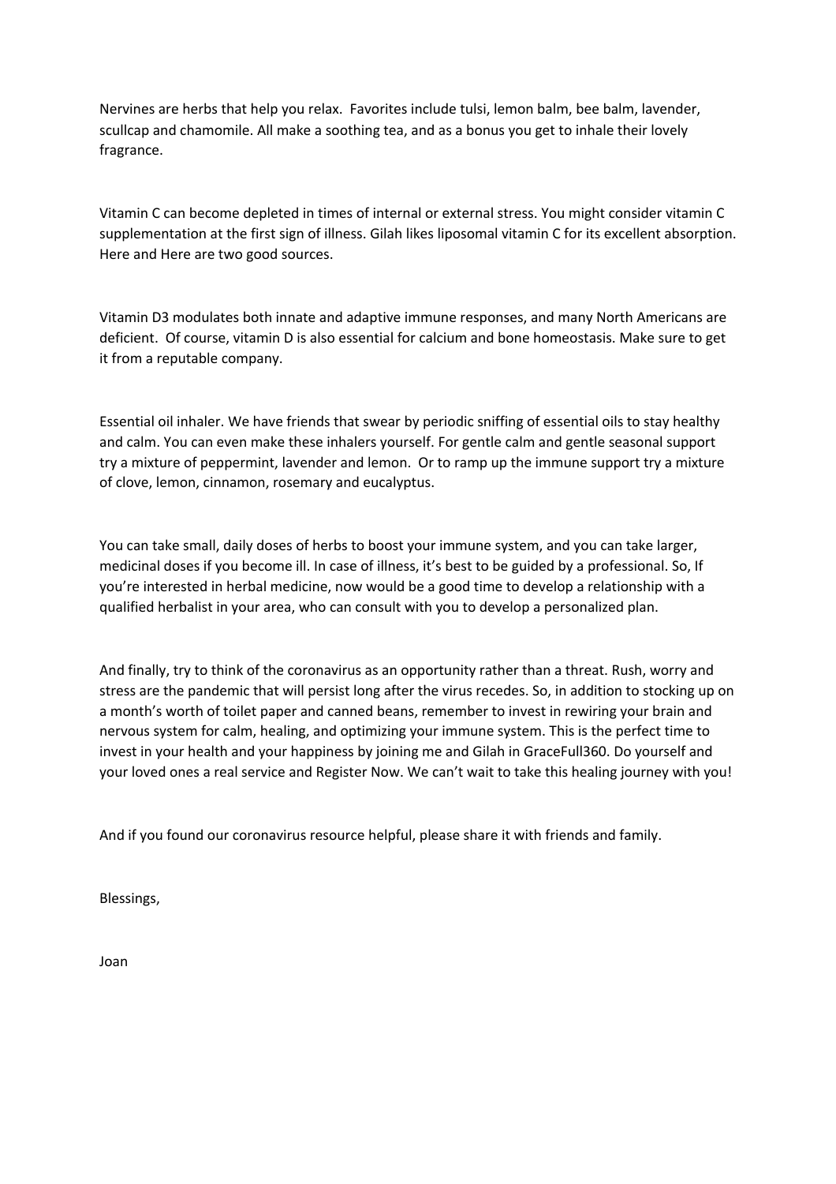Nervines are herbs that help you relax.  Favorites include tulsi, lemon balm, bee balm, lavender, scullcap and chamomile. All make a soothing tea, and as a bonus you get to inhale their lovely fragrance.

Vitamin C can become depleted in times of internal or external stress. You might consider vitamin C supplementation at the first sign of illness. Gilah likes liposomal vitamin C for its excellent absorption. Here and Here are two good sources.

Vitamin D3 modulates both innate and adaptive immune responses, and many North Americans are deficient.  Of course, vitamin D is also essential for calcium and bone homeostasis. Make sure to get it from a reputable company.

Essential oil inhaler. We have friends that swear by periodic sniffing of essential oils to stay healthy and calm. You can even make these inhalers yourself. For gentle calm and gentle seasonal support try a mixture of peppermint, lavender and lemon.  Or to ramp up the immune support try a mixture of clove, lemon, cinnamon, rosemary and eucalyptus.

You can take small, daily doses of herbs to boost your immune system, and you can take larger, medicinal doses if you become ill. In case of illness, it's best to be guided by a professional. So, If you're interested in herbal medicine, now would be a good time to develop a relationship with a qualified herbalist in your area, who can consult with you to develop a personalized plan.

And finally, try to think of the coronavirus as an opportunity rather than a threat. Rush, worry and stress are the pandemic that will persist long after the virus recedes. So, in addition to stocking up on a month's worth of toilet paper and canned beans, remember to invest in rewiring your brain and nervous system for calm, healing, and optimizing your immune system. This is the perfect time to invest in your health and your happiness by joining me and Gilah in GraceFull360. Do yourself and your loved ones a real service and Register Now. We can't wait to take this healing journey with you!

And if you found our coronavirus resource helpful, please share it with friends and family.

Blessings,

Joan